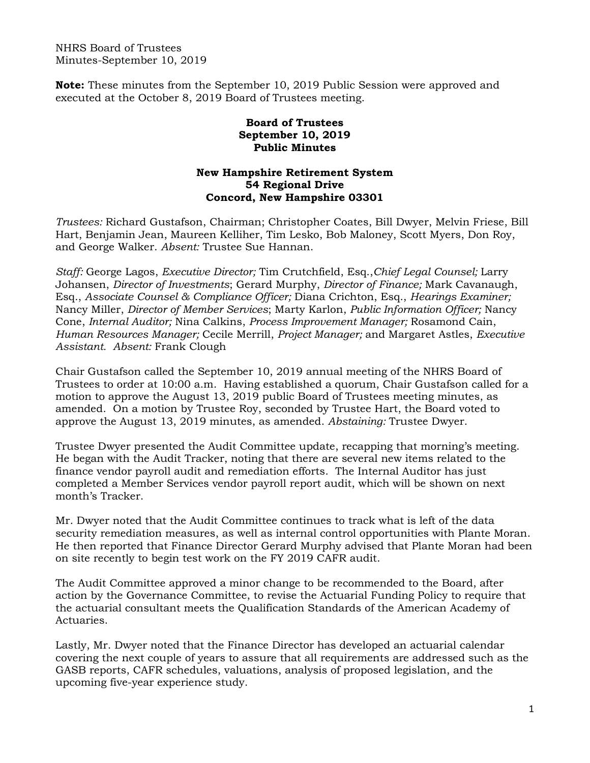NHRS Board of Trustees
Minutes-September 10, 2019

**Note:** These minutes from the September 10, 2019 Public Session were approved and executed at the October 8, 2019 Board of Trustees meeting.

**Board of Trustees**
**September 10, 2019**
**Public Minutes**

**New Hampshire Retirement System**
**54 Regional Drive**
**Concord, New Hampshire 03301**

*Trustees:* Richard Gustafson, Chairman; Christopher Coates, Bill Dwyer, Melvin Friese, Bill Hart, Benjamin Jean, Maureen Kelliher, Tim Lesko, Bob Maloney, Scott Myers, Don Roy, and George Walker. *Absent:* Trustee Sue Hannan.

*Staff:* George Lagos, *Executive Director;* Tim Crutchfield, Esq.,*Chief Legal Counsel;* Larry Johansen, *Director of Investments*; Gerard Murphy, *Director of Finance;* Mark Cavanaugh, Esq., *Associate Counsel & Compliance Officer;* Diana Crichton, Esq., *Hearings Examiner;* Nancy Miller, *Director of Member Services*; Marty Karlon, *Public Information Officer;* Nancy Cone, *Internal Auditor;* Nina Calkins, *Process Improvement Manager;* Rosamond Cain, *Human Resources Manager;* Cecile Merrill, *Project Manager;* and Margaret Astles, *Executive Assistant. Absent:* Frank Clough

Chair Gustafson called the September 10, 2019 annual meeting of the NHRS Board of Trustees to order at 10:00 a.m. Having established a quorum, Chair Gustafson called for a motion to approve the August 13, 2019 public Board of Trustees meeting minutes, as amended. On a motion by Trustee Roy, seconded by Trustee Hart, the Board voted to approve the August 13, 2019 minutes, as amended. *Abstaining:* Trustee Dwyer.

Trustee Dwyer presented the Audit Committee update, recapping that morning's meeting. He began with the Audit Tracker, noting that there are several new items related to the finance vendor payroll audit and remediation efforts. The Internal Auditor has just completed a Member Services vendor payroll report audit, which will be shown on next month's Tracker.

Mr. Dwyer noted that the Audit Committee continues to track what is left of the data security remediation measures, as well as internal control opportunities with Plante Moran. He then reported that Finance Director Gerard Murphy advised that Plante Moran had been on site recently to begin test work on the FY 2019 CAFR audit.

The Audit Committee approved a minor change to be recommended to the Board, after action by the Governance Committee, to revise the Actuarial Funding Policy to require that the actuarial consultant meets the Qualification Standards of the American Academy of Actuaries.

Lastly, Mr. Dwyer noted that the Finance Director has developed an actuarial calendar covering the next couple of years to assure that all requirements are addressed such as the GASB reports, CAFR schedules, valuations, analysis of proposed legislation, and the upcoming five-year experience study.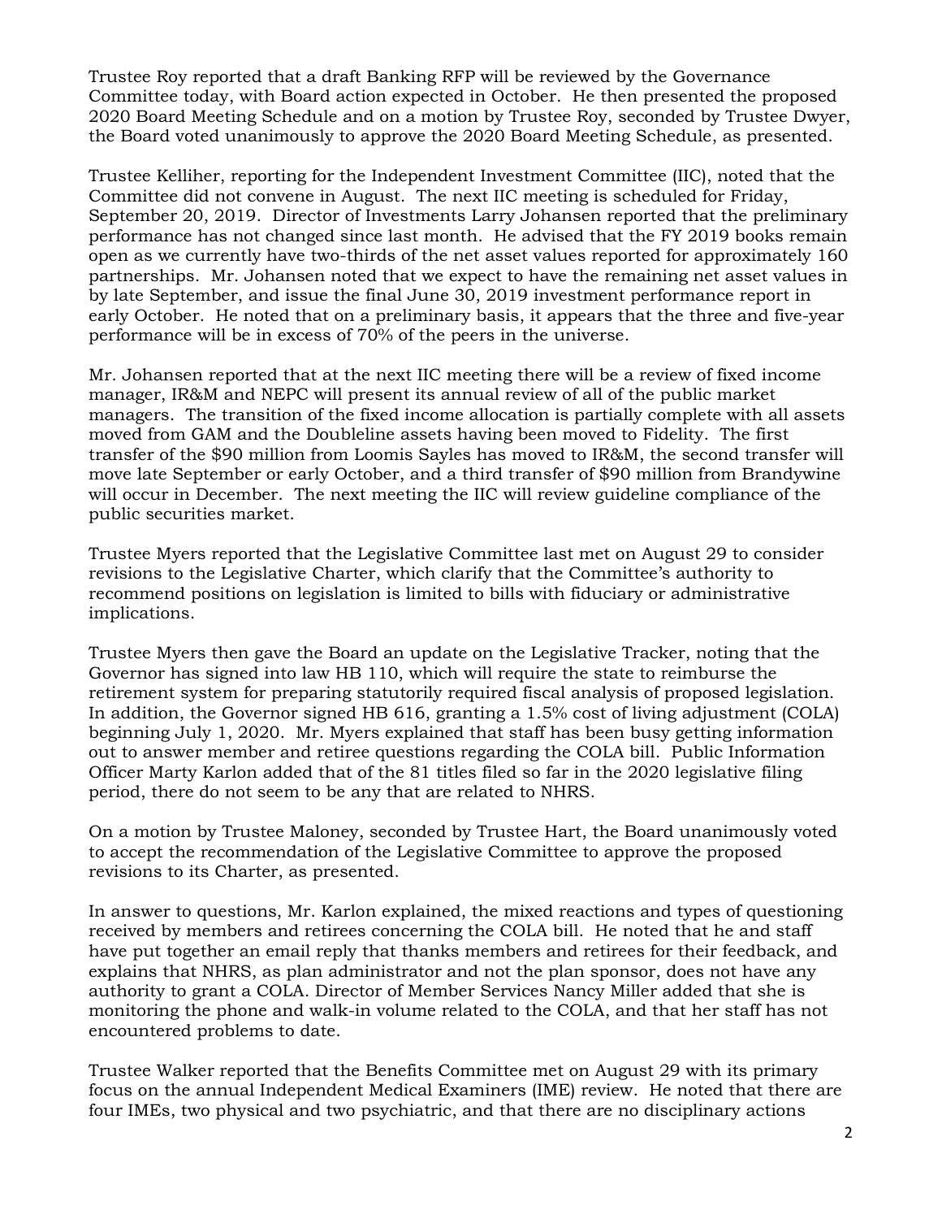Trustee Roy reported that a draft Banking RFP will be reviewed by the Governance Committee today, with Board action expected in October. He then presented the proposed 2020 Board Meeting Schedule and on a motion by Trustee Roy, seconded by Trustee Dwyer, the Board voted unanimously to approve the 2020 Board Meeting Schedule, as presented.

Trustee Kelliher, reporting for the Independent Investment Committee (IIC), noted that the Committee did not convene in August. The next IIC meeting is scheduled for Friday, September 20, 2019. Director of Investments Larry Johansen reported that the preliminary performance has not changed since last month. He advised that the FY 2019 books remain open as we currently have two-thirds of the net asset values reported for approximately 160 partnerships. Mr. Johansen noted that we expect to have the remaining net asset values in by late September, and issue the final June 30, 2019 investment performance report in early October. He noted that on a preliminary basis, it appears that the three and five-year performance will be in excess of 70% of the peers in the universe.

Mr. Johansen reported that at the next IIC meeting there will be a review of fixed income manager, IR&M and NEPC will present its annual review of all of the public market managers. The transition of the fixed income allocation is partially complete with all assets moved from GAM and the Doubleline assets having been moved to Fidelity. The first transfer of the $90 million from Loomis Sayles has moved to IR&M, the second transfer will move late September or early October, and a third transfer of $90 million from Brandywine will occur in December. The next meeting the IIC will review guideline compliance of the public securities market.

Trustee Myers reported that the Legislative Committee last met on August 29 to consider revisions to the Legislative Charter, which clarify that the Committee's authority to recommend positions on legislation is limited to bills with fiduciary or administrative implications.

Trustee Myers then gave the Board an update on the Legislative Tracker, noting that the Governor has signed into law HB 110, which will require the state to reimburse the retirement system for preparing statutorily required fiscal analysis of proposed legislation. In addition, the Governor signed HB 616, granting a 1.5% cost of living adjustment (COLA) beginning July 1, 2020. Mr. Myers explained that staff has been busy getting information out to answer member and retiree questions regarding the COLA bill. Public Information Officer Marty Karlon added that of the 81 titles filed so far in the 2020 legislative filing period, there do not seem to be any that are related to NHRS.

On a motion by Trustee Maloney, seconded by Trustee Hart, the Board unanimously voted to accept the recommendation of the Legislative Committee to approve the proposed revisions to its Charter, as presented.

In answer to questions, Mr. Karlon explained, the mixed reactions and types of questioning received by members and retirees concerning the COLA bill. He noted that he and staff have put together an email reply that thanks members and retirees for their feedback, and explains that NHRS, as plan administrator and not the plan sponsor, does not have any authority to grant a COLA. Director of Member Services Nancy Miller added that she is monitoring the phone and walk-in volume related to the COLA, and that her staff has not encountered problems to date.

Trustee Walker reported that the Benefits Committee met on August 29 with its primary focus on the annual Independent Medical Examiners (IME) review. He noted that there are four IMEs, two physical and two psychiatric, and that there are no disciplinary actions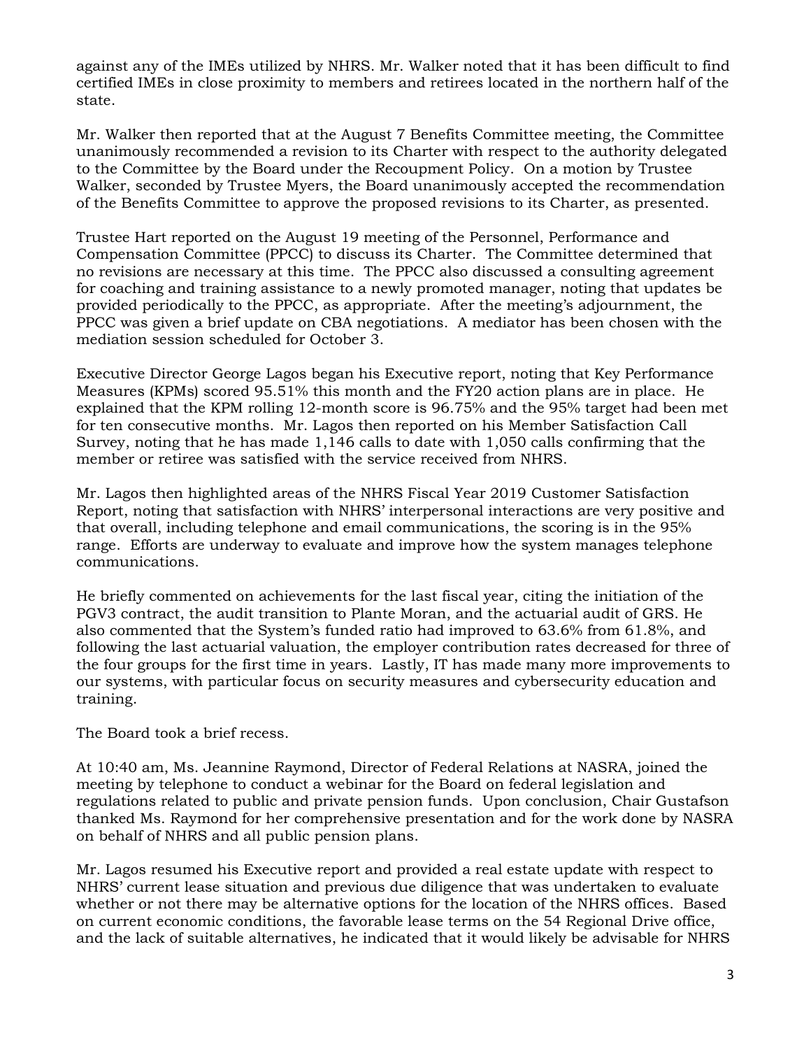against any of the IMEs utilized by NHRS. Mr. Walker noted that it has been difficult to find certified IMEs in close proximity to members and retirees located in the northern half of the state.

Mr. Walker then reported that at the August 7 Benefits Committee meeting, the Committee unanimously recommended a revision to its Charter with respect to the authority delegated to the Committee by the Board under the Recoupment Policy. On a motion by Trustee Walker, seconded by Trustee Myers, the Board unanimously accepted the recommendation of the Benefits Committee to approve the proposed revisions to its Charter, as presented.

Trustee Hart reported on the August 19 meeting of the Personnel, Performance and Compensation Committee (PPCC) to discuss its Charter. The Committee determined that no revisions are necessary at this time. The PPCC also discussed a consulting agreement for coaching and training assistance to a newly promoted manager, noting that updates be provided periodically to the PPCC, as appropriate. After the meeting's adjournment, the PPCC was given a brief update on CBA negotiations. A mediator has been chosen with the mediation session scheduled for October 3.

Executive Director George Lagos began his Executive report, noting that Key Performance Measures (KPMs) scored 95.51% this month and the FY20 action plans are in place. He explained that the KPM rolling 12-month score is 96.75% and the 95% target had been met for ten consecutive months. Mr. Lagos then reported on his Member Satisfaction Call Survey, noting that he has made 1,146 calls to date with 1,050 calls confirming that the member or retiree was satisfied with the service received from NHRS.

Mr. Lagos then highlighted areas of the NHRS Fiscal Year 2019 Customer Satisfaction Report, noting that satisfaction with NHRS' interpersonal interactions are very positive and that overall, including telephone and email communications, the scoring is in the 95% range. Efforts are underway to evaluate and improve how the system manages telephone communications.

He briefly commented on achievements for the last fiscal year, citing the initiation of the PGV3 contract, the audit transition to Plante Moran, and the actuarial audit of GRS. He also commented that the System's funded ratio had improved to 63.6% from 61.8%, and following the last actuarial valuation, the employer contribution rates decreased for three of the four groups for the first time in years. Lastly, IT has made many more improvements to our systems, with particular focus on security measures and cybersecurity education and training.

The Board took a brief recess.

At 10:40 am, Ms. Jeannine Raymond, Director of Federal Relations at NASRA, joined the meeting by telephone to conduct a webinar for the Board on federal legislation and regulations related to public and private pension funds. Upon conclusion, Chair Gustafson thanked Ms. Raymond for her comprehensive presentation and for the work done by NASRA on behalf of NHRS and all public pension plans.

Mr. Lagos resumed his Executive report and provided a real estate update with respect to NHRS' current lease situation and previous due diligence that was undertaken to evaluate whether or not there may be alternative options for the location of the NHRS offices. Based on current economic conditions, the favorable lease terms on the 54 Regional Drive office, and the lack of suitable alternatives, he indicated that it would likely be advisable for NHRS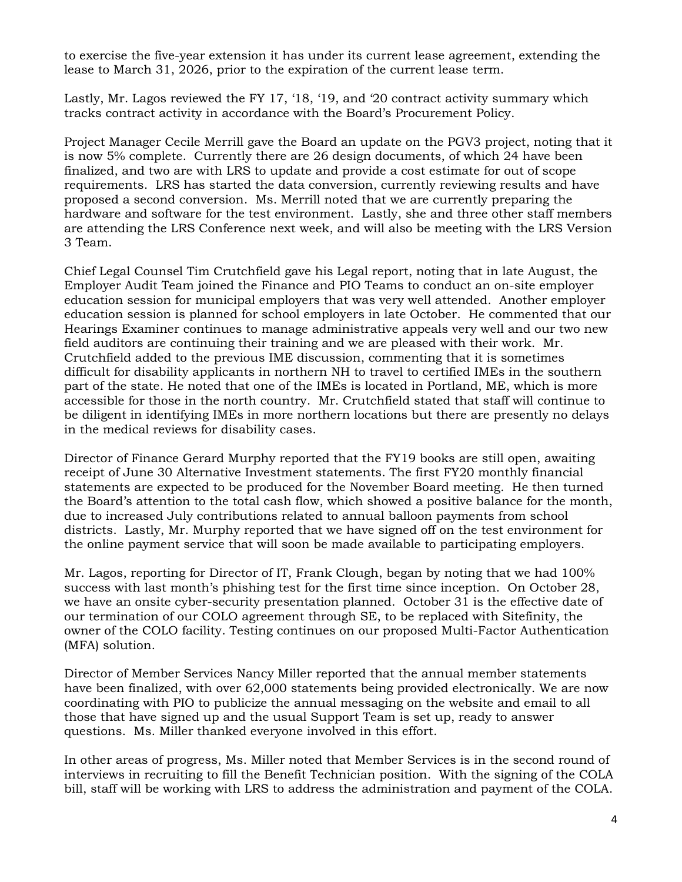to exercise the five-year extension it has under its current lease agreement, extending the lease to March 31, 2026, prior to the expiration of the current lease term.

Lastly, Mr. Lagos reviewed the FY 17, '18, '19, and '20 contract activity summary which tracks contract activity in accordance with the Board's Procurement Policy.

Project Manager Cecile Merrill gave the Board an update on the PGV3 project, noting that it is now 5% complete. Currently there are 26 design documents, of which 24 have been finalized, and two are with LRS to update and provide a cost estimate for out of scope requirements. LRS has started the data conversion, currently reviewing results and have proposed a second conversion. Ms. Merrill noted that we are currently preparing the hardware and software for the test environment. Lastly, she and three other staff members are attending the LRS Conference next week, and will also be meeting with the LRS Version 3 Team.

Chief Legal Counsel Tim Crutchfield gave his Legal report, noting that in late August, the Employer Audit Team joined the Finance and PIO Teams to conduct an on-site employer education session for municipal employers that was very well attended. Another employer education session is planned for school employers in late October. He commented that our Hearings Examiner continues to manage administrative appeals very well and our two new field auditors are continuing their training and we are pleased with their work. Mr. Crutchfield added to the previous IME discussion, commenting that it is sometimes difficult for disability applicants in northern NH to travel to certified IMEs in the southern part of the state. He noted that one of the IMEs is located in Portland, ME, which is more accessible for those in the north country. Mr. Crutchfield stated that staff will continue to be diligent in identifying IMEs in more northern locations but there are presently no delays in the medical reviews for disability cases.

Director of Finance Gerard Murphy reported that the FY19 books are still open, awaiting receipt of June 30 Alternative Investment statements. The first FY20 monthly financial statements are expected to be produced for the November Board meeting. He then turned the Board's attention to the total cash flow, which showed a positive balance for the month, due to increased July contributions related to annual balloon payments from school districts. Lastly, Mr. Murphy reported that we have signed off on the test environment for the online payment service that will soon be made available to participating employers.

Mr. Lagos, reporting for Director of IT, Frank Clough, began by noting that we had 100% success with last month's phishing test for the first time since inception. On October 28, we have an onsite cyber-security presentation planned. October 31 is the effective date of our termination of our COLO agreement through SE, to be replaced with Sitefinity, the owner of the COLO facility. Testing continues on our proposed Multi-Factor Authentication (MFA) solution.

Director of Member Services Nancy Miller reported that the annual member statements have been finalized, with over 62,000 statements being provided electronically. We are now coordinating with PIO to publicize the annual messaging on the website and email to all those that have signed up and the usual Support Team is set up, ready to answer questions. Ms. Miller thanked everyone involved in this effort.

In other areas of progress, Ms. Miller noted that Member Services is in the second round of interviews in recruiting to fill the Benefit Technician position. With the signing of the COLA bill, staff will be working with LRS to address the administration and payment of the COLA.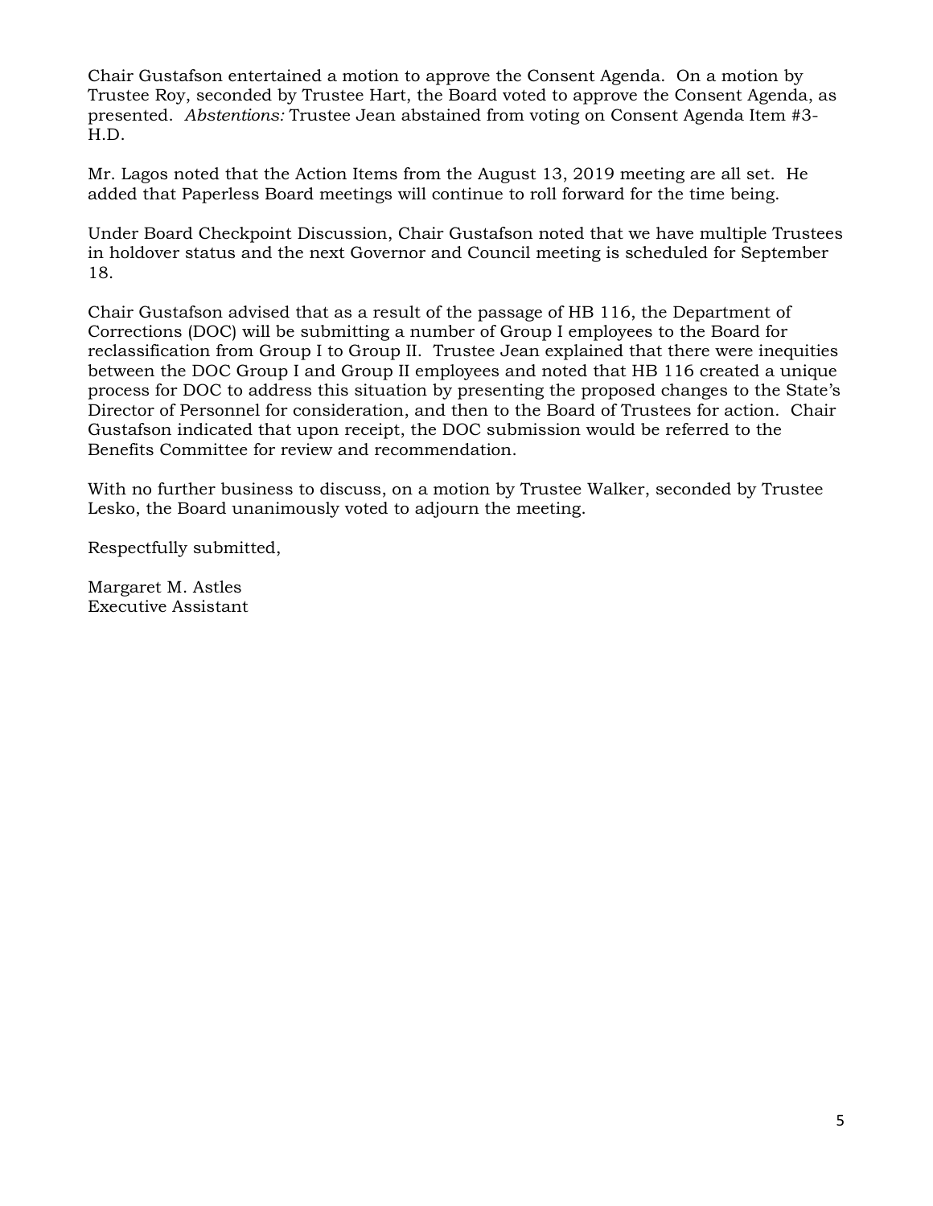Chair Gustafson entertained a motion to approve the Consent Agenda. On a motion by Trustee Roy, seconded by Trustee Hart, the Board voted to approve the Consent Agenda, as presented. *Abstentions:* Trustee Jean abstained from voting on Consent Agenda Item #3-H.D.

Mr. Lagos noted that the Action Items from the August 13, 2019 meeting are all set. He added that Paperless Board meetings will continue to roll forward for the time being.

Under Board Checkpoint Discussion, Chair Gustafson noted that we have multiple Trustees in holdover status and the next Governor and Council meeting is scheduled for September 18.

Chair Gustafson advised that as a result of the passage of HB 116, the Department of Corrections (DOC) will be submitting a number of Group I employees to the Board for reclassification from Group I to Group II. Trustee Jean explained that there were inequities between the DOC Group I and Group II employees and noted that HB 116 created a unique process for DOC to address this situation by presenting the proposed changes to the State's Director of Personnel for consideration, and then to the Board of Trustees for action. Chair Gustafson indicated that upon receipt, the DOC submission would be referred to the Benefits Committee for review and recommendation.

With no further business to discuss, on a motion by Trustee Walker, seconded by Trustee Lesko, the Board unanimously voted to adjourn the meeting.

Respectfully submitted,

Margaret M. Astles
Executive Assistant